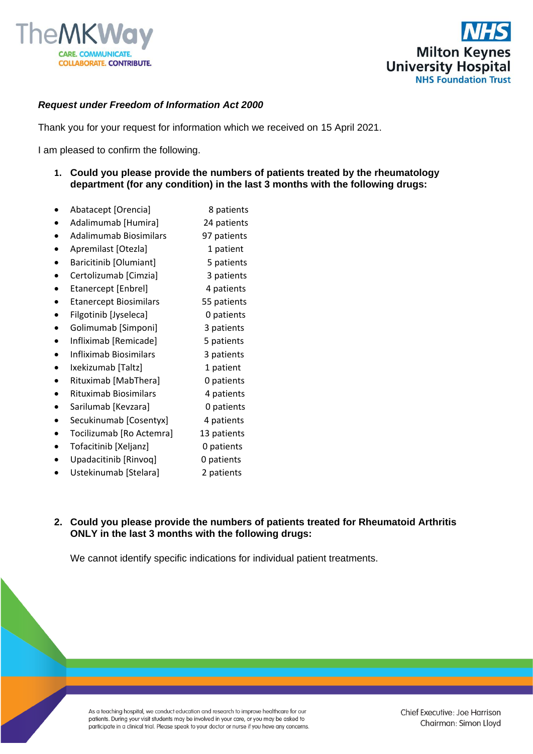***Request under Freedom of Information Act 2000***

Thank you for your request for information which we received on 15 April 2021.

I am pleased to confirm the following.

1. **Could you please provide the numbers of patients treated by the rheumatology department (for any condition) in the last 3 months with the following drugs:**

- Abatacept [Orencia] 8 patients
- Adalimumab [Humira] 24 patients
- Adalimumab Biosimilars 97 patients
- Apremilast [Otezla] 1 patient
- Baricitinib [Olumiant] 5 patients
- Certolizumab [Cimzia] 3 patients
- Etanercept [Enbrel] 4 patients
- Etanercept Biosimilars 55 patients
- Filgotinib [Jyseleca] 0 patients
- Golimumab [Simponi] 3 patients
- Infliximab [Remicade] 5 patients
- Infliximab Biosimilars 3 patients
- Ixekizumab [Taltz] 1 patient
- Rituximab [MabThera] 0 patients
- Rituximab Biosimilars 4 patients
- Sarilumab [Kevzara] 0 patients
- Secukinumab [Cosentyx] 4 patients
- Tocilizumab [Ro Actemra] 13 patients
- Tofacitinib [Xeljanz] 0 patients
- Upadacitinib [Rinvoq] 0 patients
- Ustekinumab [Stelara] 2 patients

2. **Could you please provide the numbers of patients treated for Rheumatoid Arthritis ONLY in the last 3 months with the following drugs:**

   We cannot identify specific indications for individual patient treatments.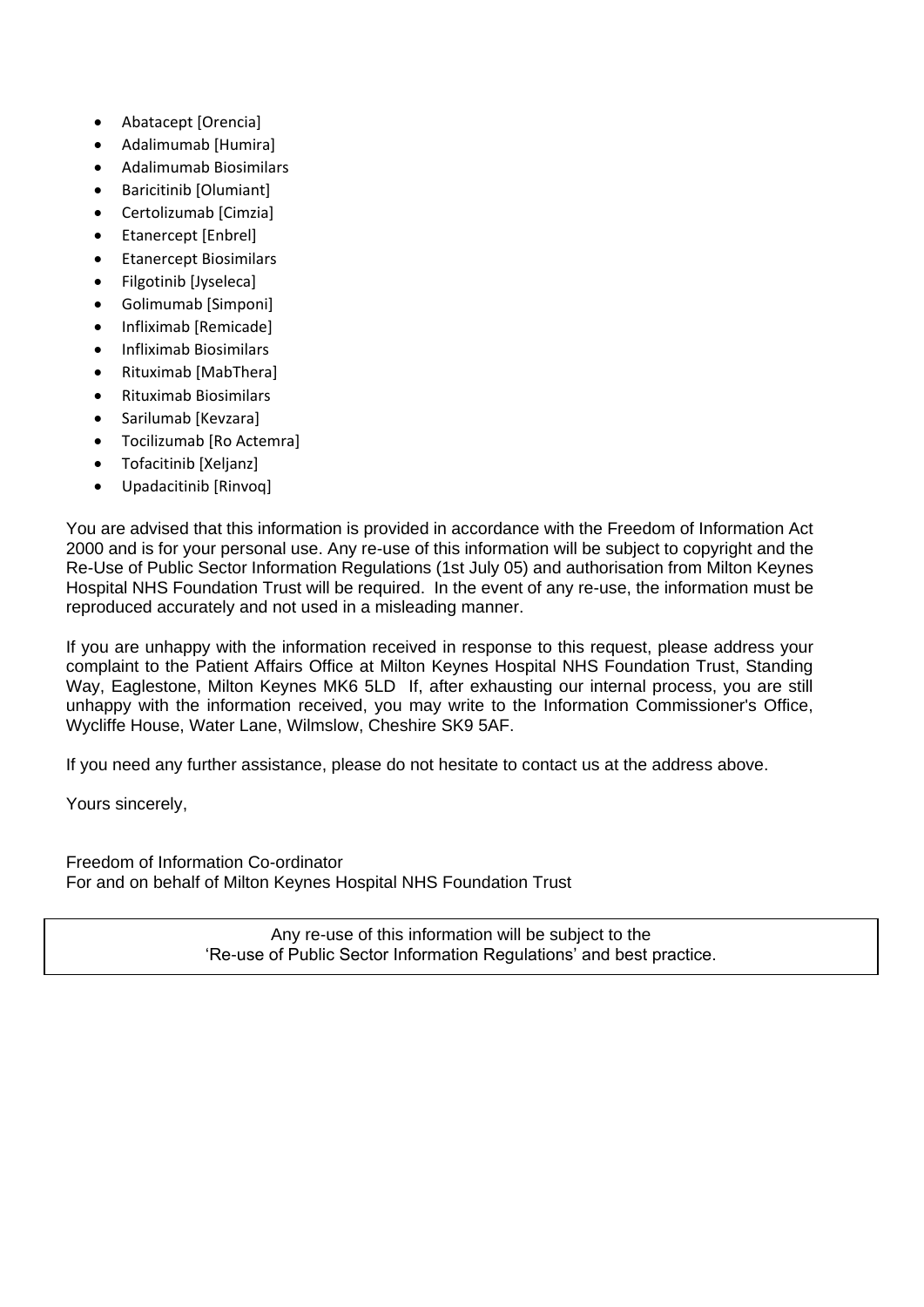- Abatacept [Orencia]
- Adalimumab [Humira]
- Adalimumab Biosimilars
- Baricitinib [Olumiant]
- Certolizumab [Cimzia]
- Etanercept [Enbrel]
- Etanercept Biosimilars
- Filgotinib [Jyseleca]
- Golimumab [Simponi]
- Infliximab [Remicade]
- Infliximab Biosimilars
- Rituximab [MabThera]
- Rituximab Biosimilars
- Sarilumab [Kevzara]
- Tocilizumab [Ro Actemra]
- Tofacitinib [Xeljanz]
- Upadacitinib [Rinvoq]

You are advised that this information is provided in accordance with the Freedom of Information Act 2000 and is for your personal use. Any re-use of this information will be subject to copyright and the Re-Use of Public Sector Information Regulations (1st July 05) and authorisation from Milton Keynes Hospital NHS Foundation Trust will be required. In the event of any re-use, the information must be reproduced accurately and not used in a misleading manner.

If you are unhappy with the information received in response to this request, please address your complaint to the Patient Affairs Office at Milton Keynes Hospital NHS Foundation Trust, Standing Way, Eaglestone, Milton Keynes MK6 5LD If, after exhausting our internal process, you are still unhappy with the information received, you may write to the Information Commissioner's Office, Wycliffe House, Water Lane, Wilmslow, Cheshire SK9 5AF.

If you need any further assistance, please do not hesitate to contact us at the address above.

Yours sincerely,

Freedom of Information Co-ordinator
For and on behalf of Milton Keynes Hospital NHS Foundation Trust

Any re-use of this information will be subject to the
'Re-use of Public Sector Information Regulations' and best practice.